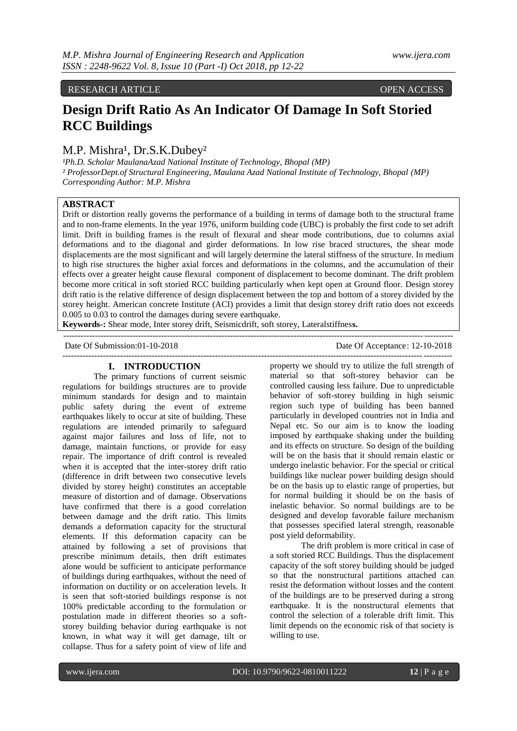RESEARCH ARTICLE OPEN ACCESS

# Design Drift Ratio As An Indicator Of Damage In Soft Storied RCC Buildings

M.P. Mishra[1], Dr.S.K.Dubey[2]

[1]*Ph.D. Scholar MaulanaAzad National Institute of Technology, Bhopal (MP)*
[2] *ProfessorDept.of Structural Engineering, Maulana Azad National Institute of Technology, Bhopal (MP)*
*Corresponding Author: M.P. Mishra*

## ABSTRACT

Drift or distortion really governs the performance of a building in terms of damage both to the structural frame and to non-frame elements. In the year 1976, uniform building code (UBC) is probably the first code to set adrift limit. Drift in building frames is the result of flexural and shear mode contributions, due to columns axial deformations and to the diagonal and girder deformations. In low rise braced structures, the shear mode displacements are the most significant and will largely determine the lateral stiffness of the structure. In medium to high rise structures the higher axial forces and deformations in the columns, and the accumulation of their effects over a greater height cause flexural component of displacement to become dominant. The drift problem become more critical in soft storied RCC building particularly when kept open at Ground floor. Design storey drift ratio is the relative difference of design displacement between the top and bottom of a storey divided by the storey height. American concrete Institute (ACI) provides a limit that design storey drift ratio does not exceeds 0.005 to 0.03 to control the damages during severe earthquake.

**Keywords-:** Shear mode, Inter storey drift, Seismicdrift, soft storey, Lateralstiffness**.**

Date Of Submission:01-10-2018 Date Of Acceptance: 12-10-2018

## I. INTRODUCTION

The primary functions of current seismic regulations for buildings structures are to provide minimum standards for design and to maintain public safety during the event of extreme earthquakes likely to occur at site of building. These regulations are intended primarily to safeguard against major failures and loss of life, not to damage, maintain functions, or provide for easy repair. The importance of drift control is revealed when it is accepted that the inter-storey drift ratio (difference in drift between two consecutive levels divided by storey height) constitutes an acceptable measure of distortion and of damage. Observations have confirmed that there is a good correlation between damage and the drift ratio. This limits demands a deformation capacity for the structural elements. If this deformation capacity can be attained by following a set of provisions that prescribe minimum details, then drift estimates alone would be sufficient to anticipate performance of buildings during earthquakes, without the need of information on ductility or on acceleration levels. It is seen that soft-storied buildings response is not 100% predictable according to the formulation or postulation made in different theories so a soft-storey building behavior during earthquake is not known, in what way it will get damage, tilt or collapse. Thus for a safety point of view of life and property we should try to utilize the full strength of material so that soft-storey behavior can be controlled causing less failure. Due to unpredictable behavior of soft-storey building in high seismic region such type of building has been banned particularly in developed countries not in India and Nepal etc. So our aim is to know the loading imposed by earthquake shaking under the building and its effects on structure. So design of the building will be on the basis that it should remain elastic or undergo inelastic behavior. For the special or critical buildings like nuclear power building design should be on the basis up to elastic range of properties, but for normal building it should be on the basis of inelastic behavior. So normal buildings are to be designed and develop favorable failure mechanism that possesses specified lateral strength, reasonable post yield deformability.

The drift problem is more critical in case of a soft storied RCC Buildings. Thus the displacement capacity of the soft storey building should be judged so that the nonstructural partitions attached can resist the deformation without losses and the content of the buildings are to be preserved during a strong earthquake. It is the nonstructural elements that control the selection of a tolerable drift limit. This limit depends on the economic risk of that society is willing to use.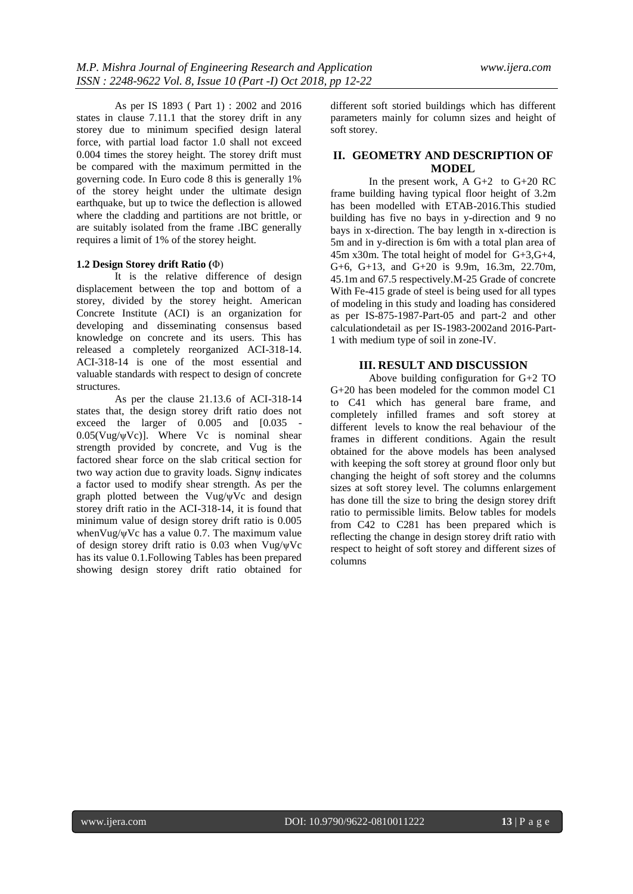As per IS 1893 ( Part 1) : 2002 and 2016 states in clause 7.11.1 that the storey drift in any storey due to minimum specified design lateral force, with partial load factor 1.0 shall not exceed 0.004 times the storey height. The storey drift must be compared with the maximum permitted in the governing code. In Euro code 8 this is generally 1% of the storey height under the ultimate design earthquake, but up to twice the deflection is allowed where the cladding and partitions are not brittle, or are suitably isolated from the frame .IBC generally requires a limit of 1% of the storey height.

**1.2 Design Storey drift Ratio (Φ)**

It is the relative difference of design displacement between the top and bottom of a storey, divided by the storey height. American Concrete Institute (ACI) is an organization for developing and disseminating consensus based knowledge on concrete and its users. This has released a completely reorganized ACI-318-14. ACI-318-14 is one of the most essential and valuable standards with respect to design of concrete structures.

As per the clause 21.13.6 of ACI-318-14 states that, the design storey drift ratio does not exceed the larger of 0.005 and [0.035 - 0.05($V_{ug}/\psi V_c$)]. Where $V_c$ is nominal shear strength provided by concrete, and $V_{ug}$ is the factored shear force on the slab critical section for two way action due to gravity loads. Sign$\psi$ indicates a factor used to modify shear strength. As per the graph plotted between the $V_{ug}/\psi V_c$ and design storey drift ratio in the ACI-318-14, it is found that minimum value of design storey drift ratio is 0.005 when$V_{ug}/\psi V_c$ has a value 0.7. The maximum value of design storey drift ratio is 0.03 when $V_{ug}/\psi V_c$ has its value 0.1.Following Tables has been prepared showing design storey drift ratio obtained for different soft storied buildings which has different parameters mainly for column sizes and height of soft storey.

## II. GEOMETRY AND DESCRIPTION OF MODEL

In the present work, A G+2 to G+20 RC frame building having typical floor height of 3.2m has been modelled with ETAB-2016.This studied building has five no bays in y-direction and 9 no bays in x-direction. The bay length in x-direction is 5m and in y-direction is 6m with a total plan area of 45m x30m. The total height of model for G+3,G+4, G+6, G+13, and G+20 is 9.9m, 16.3m, 22.70m, 45.1m and 67.5 respectively.M-25 Grade of concrete With Fe-415 grade of steel is being used for all types of modeling in this study and loading has considered as per IS-875-1987-Part-05 and part-2 and other calculationdetail as per IS-1983-2002and 2016-Part-1 with medium type of soil in zone-IV.

## III. RESULT AND DISCUSSION

Above building configuration for G+2 TO G+20 has been modeled for the common model C1 to C41 which has general bare frame, and completely infilled frames and soft storey at different levels to know the real behaviour of the frames in different conditions. Again the result obtained for the above models has been analysed with keeping the soft storey at ground floor only but changing the height of soft storey and the columns sizes at soft storey level. The columns enlargement has done till the size to bring the design storey drift ratio to permissible limits. Below tables for models from C42 to C281 has been prepared which is reflecting the change in design storey drift ratio with respect to height of soft storey and different sizes of columns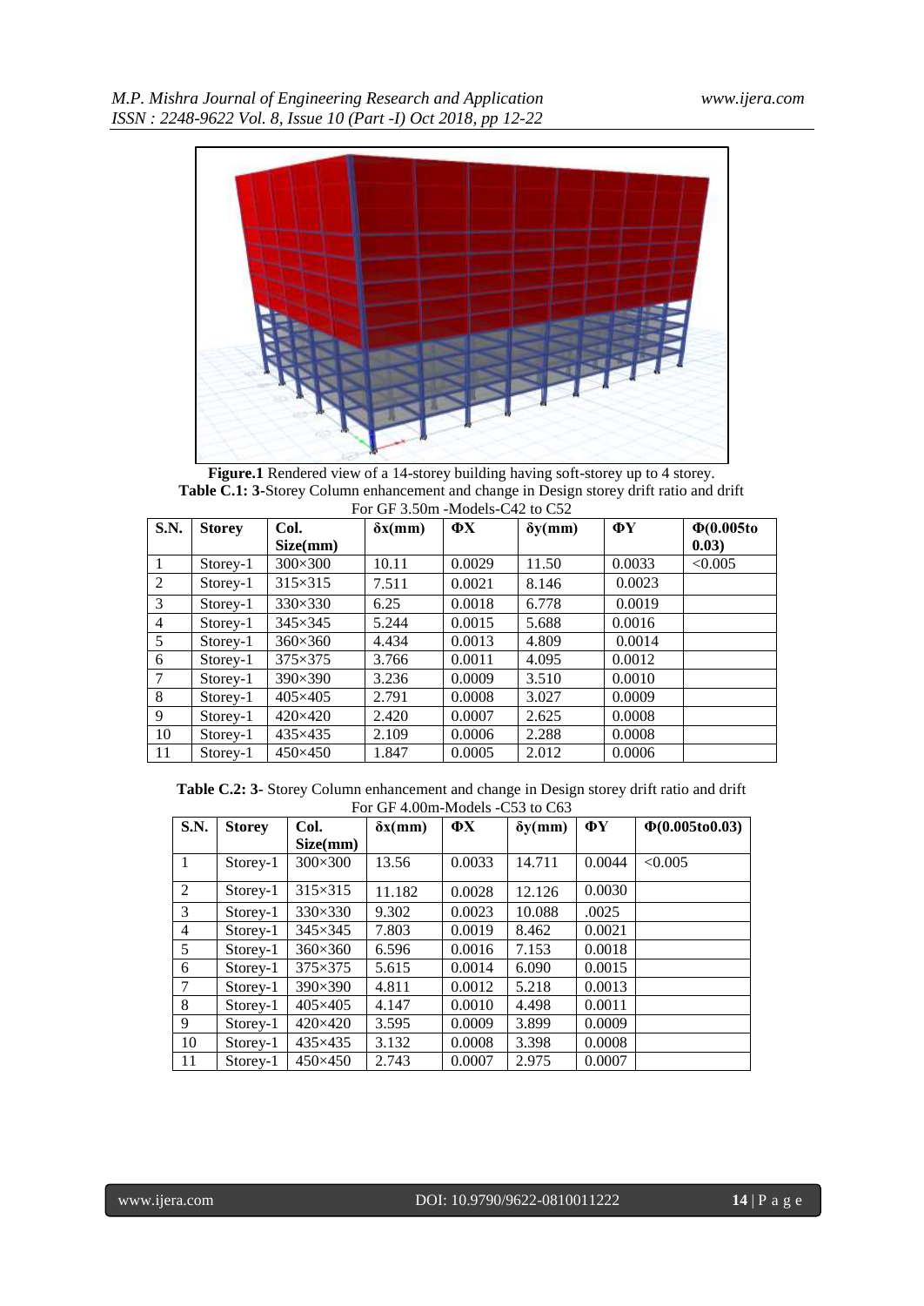**Figure.1** Rendered view of a 14-storey building having soft-storey up to 4 storey.

**Table C.1: 3**-Storey Column enhancement and change in Design storey drift ratio and drift For GF 3.50m -Models-C42 to C52

| S.N. | Storey | Col. Size(mm) | δx(mm) | ΦX | δy(mm) | ΦY | Φ(0.005to 0.03) |
|---|---|---|---|---|---|---|---|
| 1 | Storey-1 | 300×300 | 10.11 | 0.0029 | 11.50 | 0.0033 | <0.005 |
| 2 | Storey-1 | 315×315 | 7.511 | 0.0021 | 8.146 | 0.0023 | |
| 3 | Storey-1 | 330×330 | 6.25 | 0.0018 | 6.778 | 0.0019 | |
| 4 | Storey-1 | 345×345 | 5.244 | 0.0015 | 5.688 | 0.0016 | |
| 5 | Storey-1 | 360×360 | 4.434 | 0.0013 | 4.809 | 0.0014 | |
| 6 | Storey-1 | 375×375 | 3.766 | 0.0011 | 4.095 | 0.0012 | |
| 7 | Storey-1 | 390×390 | 3.236 | 0.0009 | 3.510 | 0.0010 | |
| 8 | Storey-1 | 405×405 | 2.791 | 0.0008 | 3.027 | 0.0009 | |
| 9 | Storey-1 | 420×420 | 2.420 | 0.0007 | 2.625 | 0.0008 | |
| 10 | Storey-1 | 435×435 | 2.109 | 0.0006 | 2.288 | 0.0008 | |
| 11 | Storey-1 | 450×450 | 1.847 | 0.0005 | 2.012 | 0.0006 | |

**Table C.2: 3**- Storey Column enhancement and change in Design storey drift ratio and drift For GF 4.00m-Models -C53 to C63

| S.N. | Storey | Col. Size(mm) | δx(mm) | ΦX | δy(mm) | ΦY | Φ(0.005to0.03) |
|---|---|---|---|---|---|---|---|
| 1 | Storey-1 | 300×300 | 13.56 | 0.0033 | 14.711 | 0.0044 | <0.005 |
| 2 | Storey-1 | 315×315 | 11.182 | 0.0028 | 12.126 | 0.0030 | |
| 3 | Storey-1 | 330×330 | 9.302 | 0.0023 | 10.088 | .0025 | |
| 4 | Storey-1 | 345×345 | 7.803 | 0.0019 | 8.462 | 0.0021 | |
| 5 | Storey-1 | 360×360 | 6.596 | 0.0016 | 7.153 | 0.0018 | |
| 6 | Storey-1 | 375×375 | 5.615 | 0.0014 | 6.090 | 0.0015 | |
| 7 | Storey-1 | 390×390 | 4.811 | 0.0012 | 5.218 | 0.0013 | |
| 8 | Storey-1 | 405×405 | 4.147 | 0.0010 | 4.498 | 0.0011 | |
| 9 | Storey-1 | 420×420 | 3.595 | 0.0009 | 3.899 | 0.0009 | |
| 10 | Storey-1 | 435×435 | 3.132 | 0.0008 | 3.398 | 0.0008 | |
| 11 | Storey-1 | 450×450 | 2.743 | 0.0007 | 2.975 | 0.0007 | |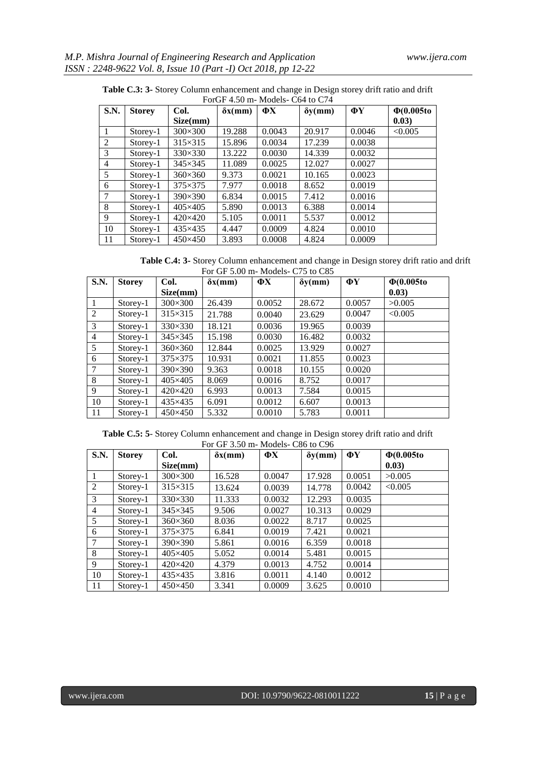**Table C.3: 3-** Storey Column enhancement and change in Design storey drift ratio and drift ForGF 4.50 m- Models- C64 to C74

| S.N. | Storey | Col. Size(mm) | δx(mm) | ΦX | δy(mm) | ΦY | Φ(0.005to 0.03) |
|---|---|---|---|---|---|---|---|
| 1 | Storey-1 | 300×300 | 19.288 | 0.0043 | 20.917 | 0.0046 | <0.005 |
| 2 | Storey-1 | 315×315 | 15.896 | 0.0034 | 17.239 | 0.0038 | |
| 3 | Storey-1 | 330×330 | 13.222 | 0.0030 | 14.339 | 0.0032 | |
| 4 | Storey-1 | 345×345 | 11.089 | 0.0025 | 12.027 | 0.0027 | |
| 5 | Storey-1 | 360×360 | 9.373 | 0.0021 | 10.165 | 0.0023 | |
| 6 | Storey-1 | 375×375 | 7.977 | 0.0018 | 8.652 | 0.0019 | |
| 7 | Storey-1 | 390×390 | 6.834 | 0.0015 | 7.412 | 0.0016 | |
| 8 | Storey-1 | 405×405 | 5.890 | 0.0013 | 6.388 | 0.0014 | |
| 9 | Storey-1 | 420×420 | 5.105 | 0.0011 | 5.537 | 0.0012 | |
| 10 | Storey-1 | 435×435 | 4.447 | 0.0009 | 4.824 | 0.0010 | |
| 11 | Storey-1 | 450×450 | 3.893 | 0.0008 | 4.824 | 0.0009 | |

**Table C.4: 3-** Storey Column enhancement and change in Design storey drift ratio and drift For GF 5.00 m- Models- C75 to C85

| S.N. | Storey | Col. Size(mm) | δx(mm) | ΦX | δy(mm) | ΦY | Φ(0.005to 0.03) |
|---|---|---|---|---|---|---|---|
| 1 | Storey-1 | 300×300 | 26.439 | 0.0052 | 28.672 | 0.0057 | >0.005 |
| 2 | Storey-1 | 315×315 | 21.788 | 0.0040 | 23.629 | 0.0047 | <0.005 |
| 3 | Storey-1 | 330×330 | 18.121 | 0.0036 | 19.965 | 0.0039 | |
| 4 | Storey-1 | 345×345 | 15.198 | 0.0030 | 16.482 | 0.0032 | |
| 5 | Storey-1 | 360×360 | 12.844 | 0.0025 | 13.929 | 0.0027 | |
| 6 | Storey-1 | 375×375 | 10.931 | 0.0021 | 11.855 | 0.0023 | |
| 7 | Storey-1 | 390×390 | 9.363 | 0.0018 | 10.155 | 0.0020 | |
| 8 | Storey-1 | 405×405 | 8.069 | 0.0016 | 8.752 | 0.0017 | |
| 9 | Storey-1 | 420×420 | 6.993 | 0.0013 | 7.584 | 0.0015 | |
| 10 | Storey-1 | 435×435 | 6.091 | 0.0012 | 6.607 | 0.0013 | |
| 11 | Storey-1 | 450×450 | 5.332 | 0.0010 | 5.783 | 0.0011 | |

**Table C.5: 5-** Storey Column enhancement and change in Design storey drift ratio and drift For GF 3.50 m- Models- C86 to C96

| S.N. | Storey | Col. Size(mm) | δx(mm) | ΦX | δy(mm) | ΦY | Φ(0.005to 0.03) |
|---|---|---|---|---|---|---|---|
| 1 | Storey-1 | 300×300 | 16.528 | 0.0047 | 17.928 | 0.0051 | >0.005 |
| 2 | Storey-1 | 315×315 | 13.624 | 0.0039 | 14.778 | 0.0042 | <0.005 |
| 3 | Storey-1 | 330×330 | 11.333 | 0.0032 | 12.293 | 0.0035 | |
| 4 | Storey-1 | 345×345 | 9.506 | 0.0027 | 10.313 | 0.0029 | |
| 5 | Storey-1 | 360×360 | 8.036 | 0.0022 | 8.717 | 0.0025 | |
| 6 | Storey-1 | 375×375 | 6.841 | 0.0019 | 7.421 | 0.0021 | |
| 7 | Storey-1 | 390×390 | 5.861 | 0.0016 | 6.359 | 0.0018 | |
| 8 | Storey-1 | 405×405 | 5.052 | 0.0014 | 5.481 | 0.0015 | |
| 9 | Storey-1 | 420×420 | 4.379 | 0.0013 | 4.752 | 0.0014 | |
| 10 | Storey-1 | 435×435 | 3.816 | 0.0011 | 4.140 | 0.0012 | |
| 11 | Storey-1 | 450×450 | 3.341 | 0.0009 | 3.625 | 0.0010 | |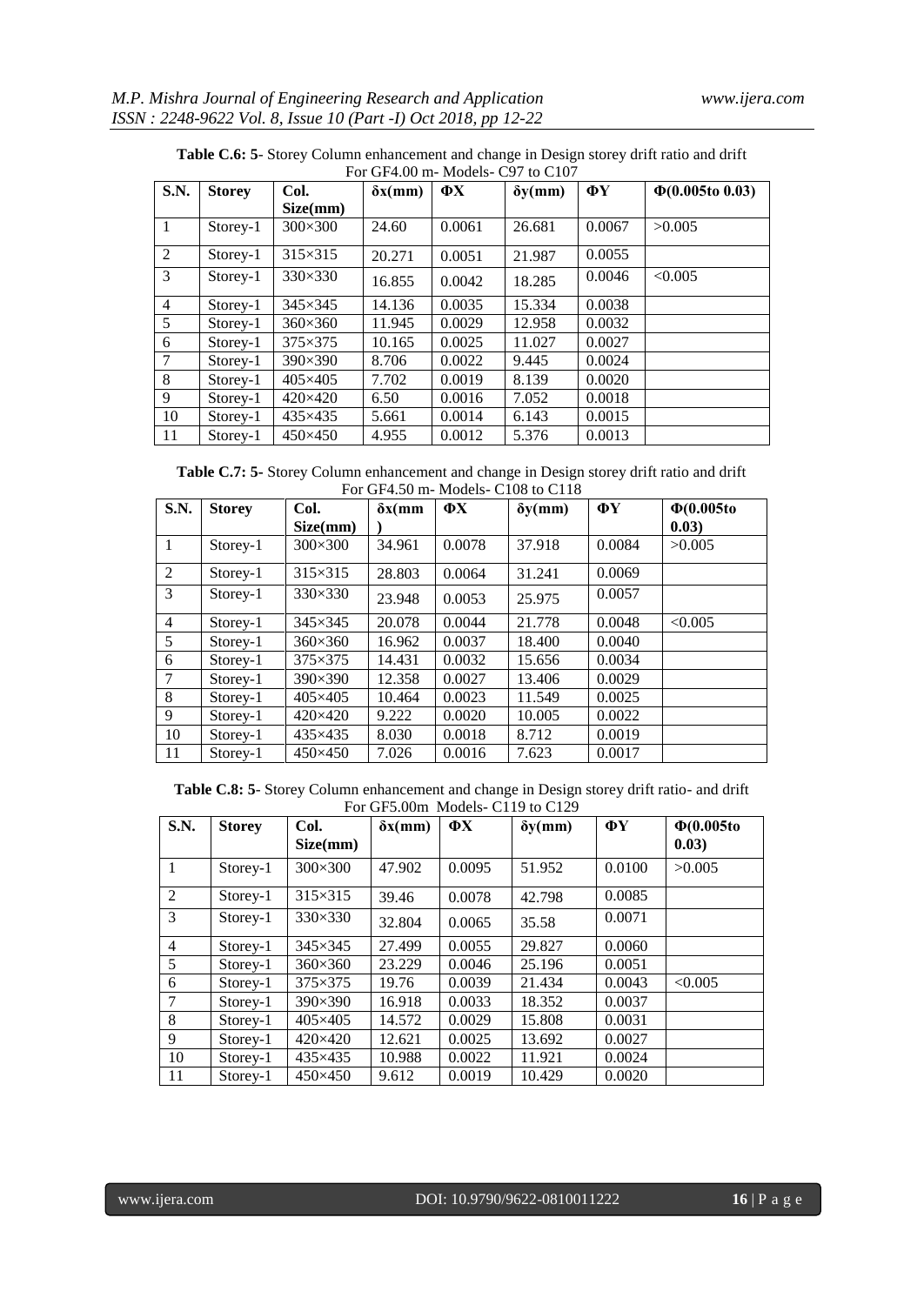**Table C.6: 5**- Storey Column enhancement and change in Design storey drift ratio and drift For GF4.00 m- Models- C97 to C107

| S.N. | Storey | Col. Size(mm) | δx(mm) | ΦX | δy(mm) | ΦY | Φ(0.005to 0.03) |
|---|---|---|---|---|---|---|---|
| 1 | Storey-1 | 300×300 | 24.60 | 0.0061 | 26.681 | 0.0067 | >0.005 |
| 2 | Storey-1 | 315×315 | 20.271 | 0.0051 | 21.987 | 0.0055 | |
| 3 | Storey-1 | 330×330 | 16.855 | 0.0042 | 18.285 | 0.0046 | <0.005 |
| 4 | Storey-1 | 345×345 | 14.136 | 0.0035 | 15.334 | 0.0038 | |
| 5 | Storey-1 | 360×360 | 11.945 | 0.0029 | 12.958 | 0.0032 | |
| 6 | Storey-1 | 375×375 | 10.165 | 0.0025 | 11.027 | 0.0027 | |
| 7 | Storey-1 | 390×390 | 8.706 | 0.0022 | 9.445 | 0.0024 | |
| 8 | Storey-1 | 405×405 | 7.702 | 0.0019 | 8.139 | 0.0020 | |
| 9 | Storey-1 | 420×420 | 6.50 | 0.0016 | 7.052 | 0.0018 | |
| 10 | Storey-1 | 435×435 | 5.661 | 0.0014 | 6.143 | 0.0015 | |
| 11 | Storey-1 | 450×450 | 4.955 | 0.0012 | 5.376 | 0.0013 | |

**Table C.7: 5**- Storey Column enhancement and change in Design storey drift ratio and drift For GF4.50 m- Models- C108 to C118

| S.N. | Storey | Col. Size(mm) | δx(mm) | ΦX | δy(mm) | ΦY | Φ(0.005to 0.03) |
|---|---|---|---|---|---|---|---|
| 1 | Storey-1 | 300×300 | 34.961 | 0.0078 | 37.918 | 0.0084 | >0.005 |
| 2 | Storey-1 | 315×315 | 28.803 | 0.0064 | 31.241 | 0.0069 | |
| 3 | Storey-1 | 330×330 | 23.948 | 0.0053 | 25.975 | 0.0057 | |
| 4 | Storey-1 | 345×345 | 20.078 | 0.0044 | 21.778 | 0.0048 | <0.005 |
| 5 | Storey-1 | 360×360 | 16.962 | 0.0037 | 18.400 | 0.0040 | |
| 6 | Storey-1 | 375×375 | 14.431 | 0.0032 | 15.656 | 0.0034 | |
| 7 | Storey-1 | 390×390 | 12.358 | 0.0027 | 13.406 | 0.0029 | |
| 8 | Storey-1 | 405×405 | 10.464 | 0.0023 | 11.549 | 0.0025 | |
| 9 | Storey-1 | 420×420 | 9.222 | 0.0020 | 10.005 | 0.0022 | |
| 10 | Storey-1 | 435×435 | 8.030 | 0.0018 | 8.712 | 0.0019 | |
| 11 | Storey-1 | 450×450 | 7.026 | 0.0016 | 7.623 | 0.0017 | |

**Table C.8: 5**- Storey Column enhancement and change in Design storey drift ratio- and drift For GF5.00m Models- C119 to C129

| S.N. | Storey | Col. Size(mm) | δx(mm) | ΦX | δy(mm) | ΦY | Φ(0.005to 0.03) |
|---|---|---|---|---|---|---|---|
| 1 | Storey-1 | 300×300 | 47.902 | 0.0095 | 51.952 | 0.0100 | >0.005 |
| 2 | Storey-1 | 315×315 | 39.46 | 0.0078 | 42.798 | 0.0085 | |
| 3 | Storey-1 | 330×330 | 32.804 | 0.0065 | 35.58 | 0.0071 | |
| 4 | Storey-1 | 345×345 | 27.499 | 0.0055 | 29.827 | 0.0060 | |
| 5 | Storey-1 | 360×360 | 23.229 | 0.0046 | 25.196 | 0.0051 | |
| 6 | Storey-1 | 375×375 | 19.76 | 0.0039 | 21.434 | 0.0043 | <0.005 |
| 7 | Storey-1 | 390×390 | 16.918 | 0.0033 | 18.352 | 0.0037 | |
| 8 | Storey-1 | 405×405 | 14.572 | 0.0029 | 15.808 | 0.0031 | |
| 9 | Storey-1 | 420×420 | 12.621 | 0.0025 | 13.692 | 0.0027 | |
| 10 | Storey-1 | 435×435 | 10.988 | 0.0022 | 11.921 | 0.0024 | |
| 11 | Storey-1 | 450×450 | 9.612 | 0.0019 | 10.429 | 0.0020 | |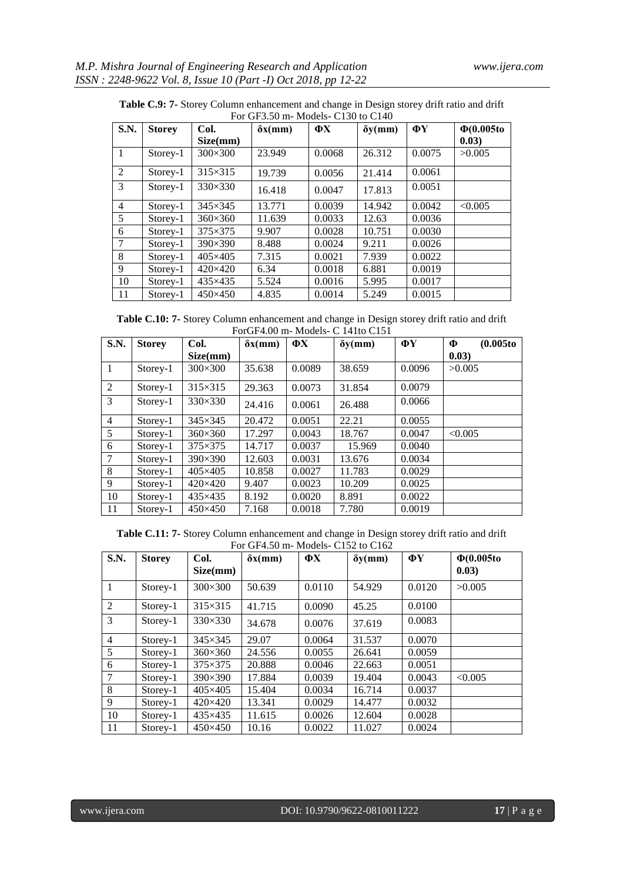**Table C.9: 7-** Storey Column enhancement and change in Design storey drift ratio and drift For GF3.50 m- Models- C130 to C140

| S.N. | Storey | Col. Size(mm) | δx(mm) | ΦX | δy(mm) | ΦY | Φ(0.005to 0.03) |
|---|---|---|---|---|---|---|---|
| 1 | Storey-1 | 300×300 | 23.949 | 0.0068 | 26.312 | 0.0075 | >0.005 |
| 2 | Storey-1 | 315×315 | 19.739 | 0.0056 | 21.414 | 0.0061 | |
| 3 | Storey-1 | 330×330 | 16.418 | 0.0047 | 17.813 | 0.0051 | |
| 4 | Storey-1 | 345×345 | 13.771 | 0.0039 | 14.942 | 0.0042 | <0.005 |
| 5 | Storey-1 | 360×360 | 11.639 | 0.0033 | 12.63 | 0.0036 | |
| 6 | Storey-1 | 375×375 | 9.907 | 0.0028 | 10.751 | 0.0030 | |
| 7 | Storey-1 | 390×390 | 8.488 | 0.0024 | 9.211 | 0.0026 | |
| 8 | Storey-1 | 405×405 | 7.315 | 0.0021 | 7.939 | 0.0022 | |
| 9 | Storey-1 | 420×420 | 6.34 | 0.0018 | 6.881 | 0.0019 | |
| 10 | Storey-1 | 435×435 | 5.524 | 0.0016 | 5.995 | 0.0017 | |
| 11 | Storey-1 | 450×450 | 4.835 | 0.0014 | 5.249 | 0.0015 | |

**Table C.10: 7-** Storey Column enhancement and change in Design storey drift ratio and drift ForGF4.00 m- Models- C 141to C151

| S.N. | Storey | Col. Size(mm) | δx(mm) | ΦX | δy(mm) | ΦY | Φ (0.005to 0.03) |
|---|---|---|---|---|---|---|---|
| 1 | Storey-1 | 300×300 | 35.638 | 0.0089 | 38.659 | 0.0096 | >0.005 |
| 2 | Storey-1 | 315×315 | 29.363 | 0.0073 | 31.854 | 0.0079 | |
| 3 | Storey-1 | 330×330 | 24.416 | 0.0061 | 26.488 | 0.0066 | |
| 4 | Storey-1 | 345×345 | 20.472 | 0.0051 | 22.21 | 0.0055 | |
| 5 | Storey-1 | 360×360 | 17.297 | 0.0043 | 18.767 | 0.0047 | <0.005 |
| 6 | Storey-1 | 375×375 | 14.717 | 0.0037 | 15.969 | 0.0040 | |
| 7 | Storey-1 | 390×390 | 12.603 | 0.0031 | 13.676 | 0.0034 | |
| 8 | Storey-1 | 405×405 | 10.858 | 0.0027 | 11.783 | 0.0029 | |
| 9 | Storey-1 | 420×420 | 9.407 | 0.0023 | 10.209 | 0.0025 | |
| 10 | Storey-1 | 435×435 | 8.192 | 0.0020 | 8.891 | 0.0022 | |
| 11 | Storey-1 | 450×450 | 7.168 | 0.0018 | 7.780 | 0.0019 | |

**Table C.11: 7-** Storey Column enhancement and change in Design storey drift ratio and drift For GF4.50 m- Models- C152 to C162

| S.N. | Storey | Col. Size(mm) | δx(mm) | ΦX | δy(mm) | ΦY | Φ(0.005to 0.03) |
|---|---|---|---|---|---|---|---|
| 1 | Storey-1 | 300×300 | 50.639 | 0.0110 | 54.929 | 0.0120 | >0.005 |
| 2 | Storey-1 | 315×315 | 41.715 | 0.0090 | 45.25 | 0.0100 | |
| 3 | Storey-1 | 330×330 | 34.678 | 0.0076 | 37.619 | 0.0083 | |
| 4 | Storey-1 | 345×345 | 29.07 | 0.0064 | 31.537 | 0.0070 | |
| 5 | Storey-1 | 360×360 | 24.556 | 0.0055 | 26.641 | 0.0059 | |
| 6 | Storey-1 | 375×375 | 20.888 | 0.0046 | 22.663 | 0.0051 | |
| 7 | Storey-1 | 390×390 | 17.884 | 0.0039 | 19.404 | 0.0043 | <0.005 |
| 8 | Storey-1 | 405×405 | 15.404 | 0.0034 | 16.714 | 0.0037 | |
| 9 | Storey-1 | 420×420 | 13.341 | 0.0029 | 14.477 | 0.0032 | |
| 10 | Storey-1 | 435×435 | 11.615 | 0.0026 | 12.604 | 0.0028 | |
| 11 | Storey-1 | 450×450 | 10.16 | 0.0022 | 11.027 | 0.0024 | |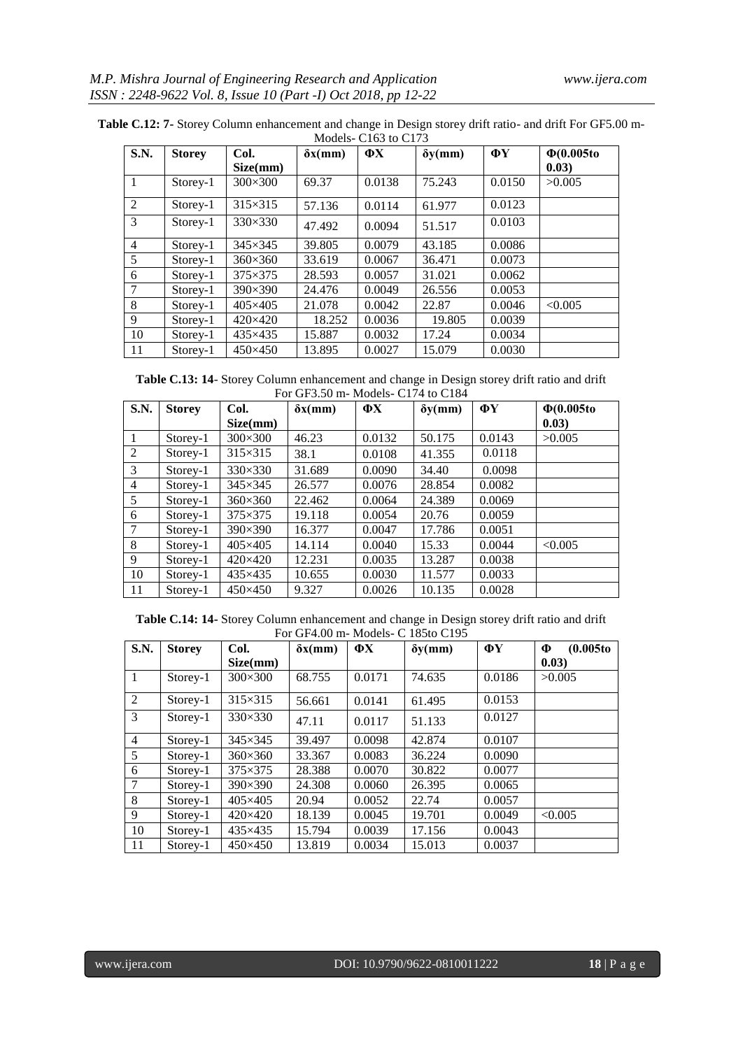**Table C.12: 7-** Storey Column enhancement and change in Design storey drift ratio- and drift For GF5.00 m-Models- C163 to C173

| S.N. | Storey | Col. Size(mm) | δx(mm) | ΦX | δy(mm) | ΦY | Φ(0.005to 0.03) |
|---|---|---|---|---|---|---|---|
| 1 | Storey-1 | 300×300 | 69.37 | 0.0138 | 75.243 | 0.0150 | >0.005 |
| 2 | Storey-1 | 315×315 | 57.136 | 0.0114 | 61.977 | 0.0123 | |
| 3 | Storey-1 | 330×330 | 47.492 | 0.0094 | 51.517 | 0.0103 | |
| 4 | Storey-1 | 345×345 | 39.805 | 0.0079 | 43.185 | 0.0086 | |
| 5 | Storey-1 | 360×360 | 33.619 | 0.0067 | 36.471 | 0.0073 | |
| 6 | Storey-1 | 375×375 | 28.593 | 0.0057 | 31.021 | 0.0062 | |
| 7 | Storey-1 | 390×390 | 24.476 | 0.0049 | 26.556 | 0.0053 | |
| 8 | Storey-1 | 405×405 | 21.078 | 0.0042 | 22.87 | 0.0046 | <0.005 |
| 9 | Storey-1 | 420×420 | 18.252 | 0.0036 | 19.805 | 0.0039 | |
| 10 | Storey-1 | 435×435 | 15.887 | 0.0032 | 17.24 | 0.0034 | |
| 11 | Storey-1 | 450×450 | 13.895 | 0.0027 | 15.079 | 0.0030 | |

**Table C.13: 14-** Storey Column enhancement and change in Design storey drift ratio and drift For GF3.50 m- Models- C174 to C184

| S.N. | Storey | Col. Size(mm) | δx(mm) | ΦX | δy(mm) | ΦY | Φ(0.005to 0.03) |
|---|---|---|---|---|---|---|---|
| 1 | Storey-1 | 300×300 | 46.23 | 0.0132 | 50.175 | 0.0143 | >0.005 |
| 2 | Storey-1 | 315×315 | 38.1 | 0.0108 | 41.355 | 0.0118 | |
| 3 | Storey-1 | 330×330 | 31.689 | 0.0090 | 34.40 | 0.0098 | |
| 4 | Storey-1 | 345×345 | 26.577 | 0.0076 | 28.854 | 0.0082 | |
| 5 | Storey-1 | 360×360 | 22.462 | 0.0064 | 24.389 | 0.0069 | |
| 6 | Storey-1 | 375×375 | 19.118 | 0.0054 | 20.76 | 0.0059 | |
| 7 | Storey-1 | 390×390 | 16.377 | 0.0047 | 17.786 | 0.0051 | |
| 8 | Storey-1 | 405×405 | 14.114 | 0.0040 | 15.33 | 0.0044 | <0.005 |
| 9 | Storey-1 | 420×420 | 12.231 | 0.0035 | 13.287 | 0.0038 | |
| 10 | Storey-1 | 435×435 | 10.655 | 0.0030 | 11.577 | 0.0033 | |
| 11 | Storey-1 | 450×450 | 9.327 | 0.0026 | 10.135 | 0.0028 | |

**Table C.14: 14-** Storey Column enhancement and change in Design storey drift ratio and drift For GF4.00 m- Models- C 185to C195

| S.N. | Storey | Col. Size(mm) | δx(mm) | ΦX | δy(mm) | ΦY | Φ (0.005to 0.03) |
|---|---|---|---|---|---|---|---|
| 1 | Storey-1 | 300×300 | 68.755 | 0.0171 | 74.635 | 0.0186 | >0.005 |
| 2 | Storey-1 | 315×315 | 56.661 | 0.0141 | 61.495 | 0.0153 | |
| 3 | Storey-1 | 330×330 | 47.11 | 0.0117 | 51.133 | 0.0127 | |
| 4 | Storey-1 | 345×345 | 39.497 | 0.0098 | 42.874 | 0.0107 | |
| 5 | Storey-1 | 360×360 | 33.367 | 0.0083 | 36.224 | 0.0090 | |
| 6 | Storey-1 | 375×375 | 28.388 | 0.0070 | 30.822 | 0.0077 | |
| 7 | Storey-1 | 390×390 | 24.308 | 0.0060 | 26.395 | 0.0065 | |
| 8 | Storey-1 | 405×405 | 20.94 | 0.0052 | 22.74 | 0.0057 | |
| 9 | Storey-1 | 420×420 | 18.139 | 0.0045 | 19.701 | 0.0049 | <0.005 |
| 10 | Storey-1 | 435×435 | 15.794 | 0.0039 | 17.156 | 0.0043 | |
| 11 | Storey-1 | 450×450 | 13.819 | 0.0034 | 15.013 | 0.0037 | |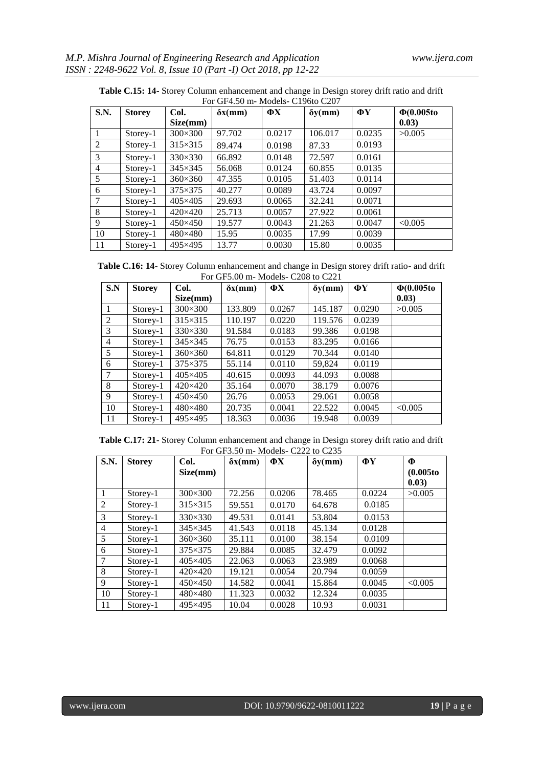**Table C.15: 14-** Storey Column enhancement and change in Design storey drift ratio and drift For GF4.50 m- Models- C196to C207

| S.N. | Storey | Col. Size(mm) | δx(mm) | ΦX | δy(mm) | ΦY | Φ(0.005to 0.03) |
|---|---|---|---|---|---|---|---|
| 1 | Storey-1 | 300×300 | 97.702 | 0.0217 | 106.017 | 0.0235 | >0.005 |
| 2 | Storey-1 | 315×315 | 89.474 | 0.0198 | 87.33 | 0.0193 | |
| 3 | Storey-1 | 330×330 | 66.892 | 0.0148 | 72.597 | 0.0161 | |
| 4 | Storey-1 | 345×345 | 56.068 | 0.0124 | 60.855 | 0.0135 | |
| 5 | Storey-1 | 360×360 | 47.355 | 0.0105 | 51.403 | 0.0114 | |
| 6 | Storey-1 | 375×375 | 40.277 | 0.0089 | 43.724 | 0.0097 | |
| 7 | Storey-1 | 405×405 | 29.693 | 0.0065 | 32.241 | 0.0071 | |
| 8 | Storey-1 | 420×420 | 25.713 | 0.0057 | 27.922 | 0.0061 | |
| 9 | Storey-1 | 450×450 | 19.577 | 0.0043 | 21.263 | 0.0047 | <0.005 |
| 10 | Storey-1 | 480×480 | 15.95 | 0.0035 | 17.99 | 0.0039 | |
| 11 | Storey-1 | 495×495 | 13.77 | 0.0030 | 15.80 | 0.0035 | |

**Table C.16: 14**- Storey Column enhancement and change in Design storey drift ratio- and drift For GF5.00 m- Models- C208 to C221

| S.N | Storey | Col. Size(mm) | δx(mm) | ΦX | δy(mm) | ΦY | Φ(0.005to 0.03) |
|---|---|---|---|---|---|---|---|
| 1 | Storey-1 | 300×300 | 133.809 | 0.0267 | 145.187 | 0.0290 | >0.005 |
| 2 | Storey-1 | 315×315 | 110.197 | 0.0220 | 119.576 | 0.0239 | |
| 3 | Storey-1 | 330×330 | 91.584 | 0.0183 | 99.386 | 0.0198 | |
| 4 | Storey-1 | 345×345 | 76.75 | 0.0153 | 83.295 | 0.0166 | |
| 5 | Storey-1 | 360×360 | 64.811 | 0.0129 | 70.344 | 0.0140 | |
| 6 | Storey-1 | 375×375 | 55.114 | 0.0110 | 59,824 | 0.0119 | |
| 7 | Storey-1 | 405×405 | 40.615 | 0.0093 | 44.093 | 0.0088 | |
| 8 | Storey-1 | 420×420 | 35.164 | 0.0070 | 38.179 | 0.0076 | |
| 9 | Storey-1 | 450×450 | 26.76 | 0.0053 | 29.061 | 0.0058 | |
| 10 | Storey-1 | 480×480 | 20.735 | 0.0041 | 22.522 | 0.0045 | <0.005 |
| 11 | Storey-1 | 495×495 | 18.363 | 0.0036 | 19.948 | 0.0039 | |

**Table C.17: 21**- Storey Column enhancement and change in Design storey drift ratio and drift For GF3.50 m- Models- C222 to C235

| S.N. | Storey | Col. Size(mm) | δx(mm) | ΦX | δy(mm) | ΦY | Φ (0.005to 0.03) |
|---|---|---|---|---|---|---|---|
| 1 | Storey-1 | 300×300 | 72.256 | 0.0206 | 78.465 | 0.0224 | >0.005 |
| 2 | Storey-1 | 315×315 | 59.551 | 0.0170 | 64.678 | 0.0185 | |
| 3 | Storey-1 | 330×330 | 49.531 | 0.0141 | 53.804 | 0.0153 | |
| 4 | Storey-1 | 345×345 | 41.543 | 0.0118 | 45.134 | 0.0128 | |
| 5 | Storey-1 | 360×360 | 35.111 | 0.0100 | 38.154 | 0.0109 | |
| 6 | Storey-1 | 375×375 | 29.884 | 0.0085 | 32.479 | 0.0092 | |
| 7 | Storey-1 | 405×405 | 22.063 | 0.0063 | 23.989 | 0.0068 | |
| 8 | Storey-1 | 420×420 | 19.121 | 0.0054 | 20.794 | 0.0059 | |
| 9 | Storey-1 | 450×450 | 14.582 | 0.0041 | 15.864 | 0.0045 | <0.005 |
| 10 | Storey-1 | 480×480 | 11.323 | 0.0032 | 12.324 | 0.0035 | |
| 11 | Storey-1 | 495×495 | 10.04 | 0.0028 | 10.93 | 0.0031 | |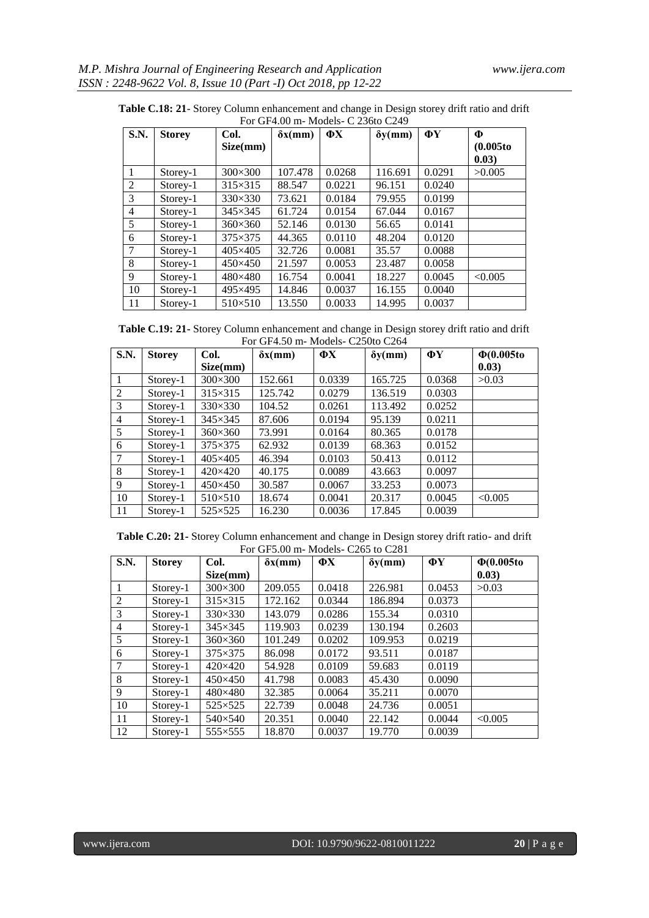**Table C.18: 21**- Storey Column enhancement and change in Design storey drift ratio and drift For GF4.00 m- Models- C 236to C249

| S.N. | Storey | Col. Size(mm) | δx(mm) | ΦX | δy(mm) | ΦY | Φ (0.005to 0.03) |
|---|---|---|---|---|---|---|---|
| 1 | Storey-1 | 300×300 | 107.478 | 0.0268 | 116.691 | 0.0291 | >0.005 |
| 2 | Storey-1 | 315×315 | 88.547 | 0.0221 | 96.151 | 0.0240 | |
| 3 | Storey-1 | 330×330 | 73.621 | 0.0184 | 79.955 | 0.0199 | |
| 4 | Storey-1 | 345×345 | 61.724 | 0.0154 | 67.044 | 0.0167 | |
| 5 | Storey-1 | 360×360 | 52.146 | 0.0130 | 56.65 | 0.0141 | |
| 6 | Storey-1 | 375×375 | 44.365 | 0.0110 | 48.204 | 0.0120 | |
| 7 | Storey-1 | 405×405 | 32.726 | 0.0081 | 35.57 | 0.0088 | |
| 8 | Storey-1 | 450×450 | 21.597 | 0.0053 | 23.487 | 0.0058 | |
| 9 | Storey-1 | 480×480 | 16.754 | 0.0041 | 18.227 | 0.0045 | <0.005 |
| 10 | Storey-1 | 495×495 | 14.846 | 0.0037 | 16.155 | 0.0040 | |
| 11 | Storey-1 | 510×510 | 13.550 | 0.0033 | 14.995 | 0.0037 | |

**Table C.19: 21-** Storey Column enhancement and change in Design storey drift ratio and drift For GF4.50 m- Models- C250to C264

| S.N. | Storey | Col. Size(mm) | δx(mm) | ΦX | δy(mm) | ΦY | Φ(0.005to 0.03) |
|---|---|---|---|---|---|---|---|
| 1 | Storey-1 | 300×300 | 152.661 | 0.0339 | 165.725 | 0.0368 | >0.03 |
| 2 | Storey-1 | 315×315 | 125.742 | 0.0279 | 136.519 | 0.0303 | |
| 3 | Storey-1 | 330×330 | 104.52 | 0.0261 | 113.492 | 0.0252 | |
| 4 | Storey-1 | 345×345 | 87.606 | 0.0194 | 95.139 | 0.0211 | |
| 5 | Storey-1 | 360×360 | 73.991 | 0.0164 | 80.365 | 0.0178 | |
| 6 | Storey-1 | 375×375 | 62.932 | 0.0139 | 68.363 | 0.0152 | |
| 7 | Storey-1 | 405×405 | 46.394 | 0.0103 | 50.413 | 0.0112 | |
| 8 | Storey-1 | 420×420 | 40.175 | 0.0089 | 43.663 | 0.0097 | |
| 9 | Storey-1 | 450×450 | 30.587 | 0.0067 | 33.253 | 0.0073 | |
| 10 | Storey-1 | 510×510 | 18.674 | 0.0041 | 20.317 | 0.0045 | <0.005 |
| 11 | Storey-1 | 525×525 | 16.230 | 0.0036 | 17.845 | 0.0039 | |

**Table C.20: 21-** Storey Column enhancement and change in Design storey drift ratio- and drift For GF5.00 m- Models- C265 to C281

| S.N. | Storey | Col. Size(mm) | δx(mm) | ΦX | δy(mm) | ΦY | Φ(0.005to 0.03) |
|---|---|---|---|---|---|---|---|
| 1 | Storey-1 | 300×300 | 209.055 | 0.0418 | 226.981 | 0.0453 | >0.03 |
| 2 | Storey-1 | 315×315 | 172.162 | 0.0344 | 186.894 | 0.0373 | |
| 3 | Storey-1 | 330×330 | 143.079 | 0.0286 | 155.34 | 0.0310 | |
| 4 | Storey-1 | 345×345 | 119.903 | 0.0239 | 130.194 | 0.2603 | |
| 5 | Storey-1 | 360×360 | 101.249 | 0.0202 | 109.953 | 0.0219 | |
| 6 | Storey-1 | 375×375 | 86.098 | 0.0172 | 93.511 | 0.0187 | |
| 7 | Storey-1 | 420×420 | 54.928 | 0.0109 | 59.683 | 0.0119 | |
| 8 | Storey-1 | 450×450 | 41.798 | 0.0083 | 45.430 | 0.0090 | |
| 9 | Storey-1 | 480×480 | 32.385 | 0.0064 | 35.211 | 0.0070 | |
| 10 | Storey-1 | 525×525 | 22.739 | 0.0048 | 24.736 | 0.0051 | |
| 11 | Storey-1 | 540×540 | 20.351 | 0.0040 | 22.142 | 0.0044 | <0.005 |
| 12 | Storey-1 | 555×555 | 18.870 | 0.0037 | 19.770 | 0.0039 | |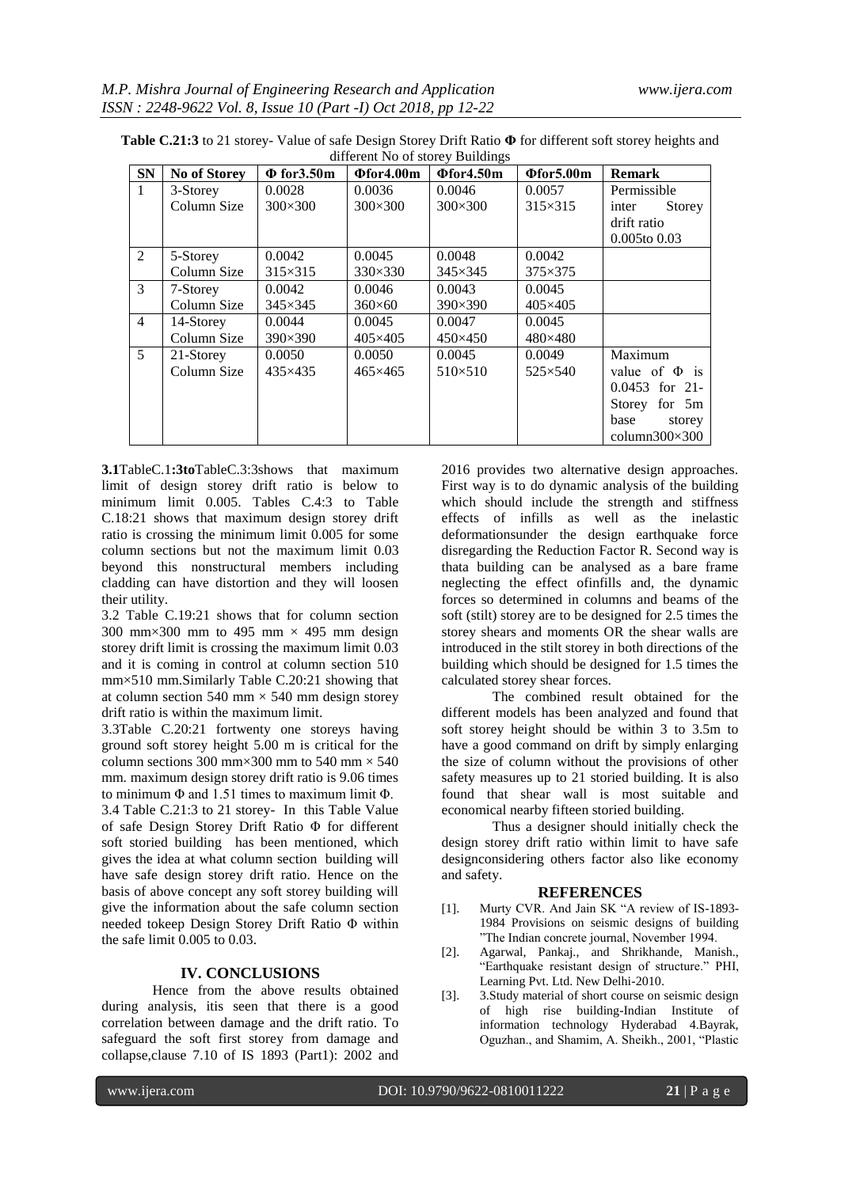**Table C.21:3** to 21 storey- Value of safe Design Storey Drift Ratio **Φ** for different soft storey heights and different No of storey Buildings

| SN | No of Storey | Φ for3.50m | Φfor4.00m | Φfor4.50m | Φfor5.00m | Remark |
|---|---|---|---|---|---|---|
| 1 | 3-Storey<br>Column Size | 0.0028<br>300×300 | 0.0036<br>300×300 | 0.0046<br>300×300 | 0.0057<br>315×315 | Permissible inter Storey drift ratio 0.005to 0.03 |
| 2 | 5-Storey<br>Column Size | 0.0042<br>315×315 | 0.0045<br>330×330 | 0.0048<br>345×345 | 0.0042<br>375×375 | |
| 3 | 7-Storey<br>Column Size | 0.0042<br>345×345 | 0.0046<br>360×60 | 0.0043<br>390×390 | 0.0045<br>405×405 | |
| 4 | 14-Storey<br>Column Size | 0.0044<br>390×390 | 0.0045<br>405×405 | 0.0047<br>450×450 | 0.0045<br>480×480 | |
| 5 | 21-Storey<br>Column Size | 0.0050<br>435×435 | 0.0050<br>465×465 | 0.0045<br>510×510 | 0.0049<br>525×540 | Maximum value of Φ is 0.0453 for 21-Storey for 5m base storey column300×300 |

**3.1**TableC.1**:3to**TableC.3:3shows that maximum limit of design storey drift ratio is below to minimum limit 0.005. Tables C.4:3 to Table C.18:21 shows that maximum design storey drift ratio is crossing the minimum limit 0.005 for some column sections but not the maximum limit 0.03 beyond this nonstructural members including cladding can have distortion and they will loosen their utility.

3.2 Table C.19:21 shows that for column section 300 mm×300 mm to 495 mm × 495 mm design storey drift limit is crossing the maximum limit 0.03 and it is coming in control at column section 510 mm×510 mm.Similarly Table C.20:21 showing that at column section 540 mm × 540 mm design storey drift ratio is within the maximum limit.

3.3Table C.20:21 fortwenty one storeys having ground soft storey height 5.00 m is critical for the column sections 300 mm×300 mm to 540 mm × 540 mm. maximum design storey drift ratio is 9.06 times to minimum Φ and 1.51 times to maximum limit Φ.

3.4 Table C.21:3 to 21 storey- In this Table Value of safe Design Storey Drift Ratio Φ for different soft storied building has been mentioned, which gives the idea at what column section building will have safe design storey drift ratio. Hence on the basis of above concept any soft storey building will give the information about the safe column section needed tokeep Design Storey Drift Ratio Φ within the safe limit 0.005 to 0.03.

## IV. CONCLUSIONS

Hence from the above results obtained during analysis, itis seen that there is a good correlation between damage and the drift ratio. To safeguard the soft first storey from damage and collapse,clause 7.10 of IS 1893 (Part1): 2002 and 2016 provides two alternative design approaches. First way is to do dynamic analysis of the building which should include the strength and stiffness effects of infills as well as the inelastic deformationsunder the design earthquake force disregarding the Reduction Factor R. Second way is thata building can be analysed as a bare frame neglecting the effect ofinfills and, the dynamic forces so determined in columns and beams of the soft (stilt) storey are to be designed for 2.5 times the storey shears and moments OR the shear walls are introduced in the stilt storey in both directions of the building which should be designed for 1.5 times the calculated storey shear forces.

The combined result obtained for the different models has been analyzed and found that soft storey height should be within 3 to 3.5m to have a good command on drift by simply enlarging the size of column without the provisions of other safety measures up to 21 storied building. It is also found that shear wall is most suitable and economical nearby fifteen storied building.

Thus a designer should initially check the design storey drift ratio within limit to have safe designconsidering others factor also like economy and safety.

## REFERENCES

[1]. Murty CVR. And Jain SK "A review of IS-1893-1984 Provisions on seismic designs of building "The Indian concrete journal, November 1994.

[2]. Agarwal, Pankaj., and Shrikhande, Manish., "Earthquake resistant design of structure." PHI, Learning Pvt. Ltd. New Delhi-2010.

[3]. 3.Study material of short course on seismic design of high rise building-Indian Institute of information technology Hyderabad 4.Bayrak, Oguzhan., and Shamim, A. Sheikh., 2001, "Plastic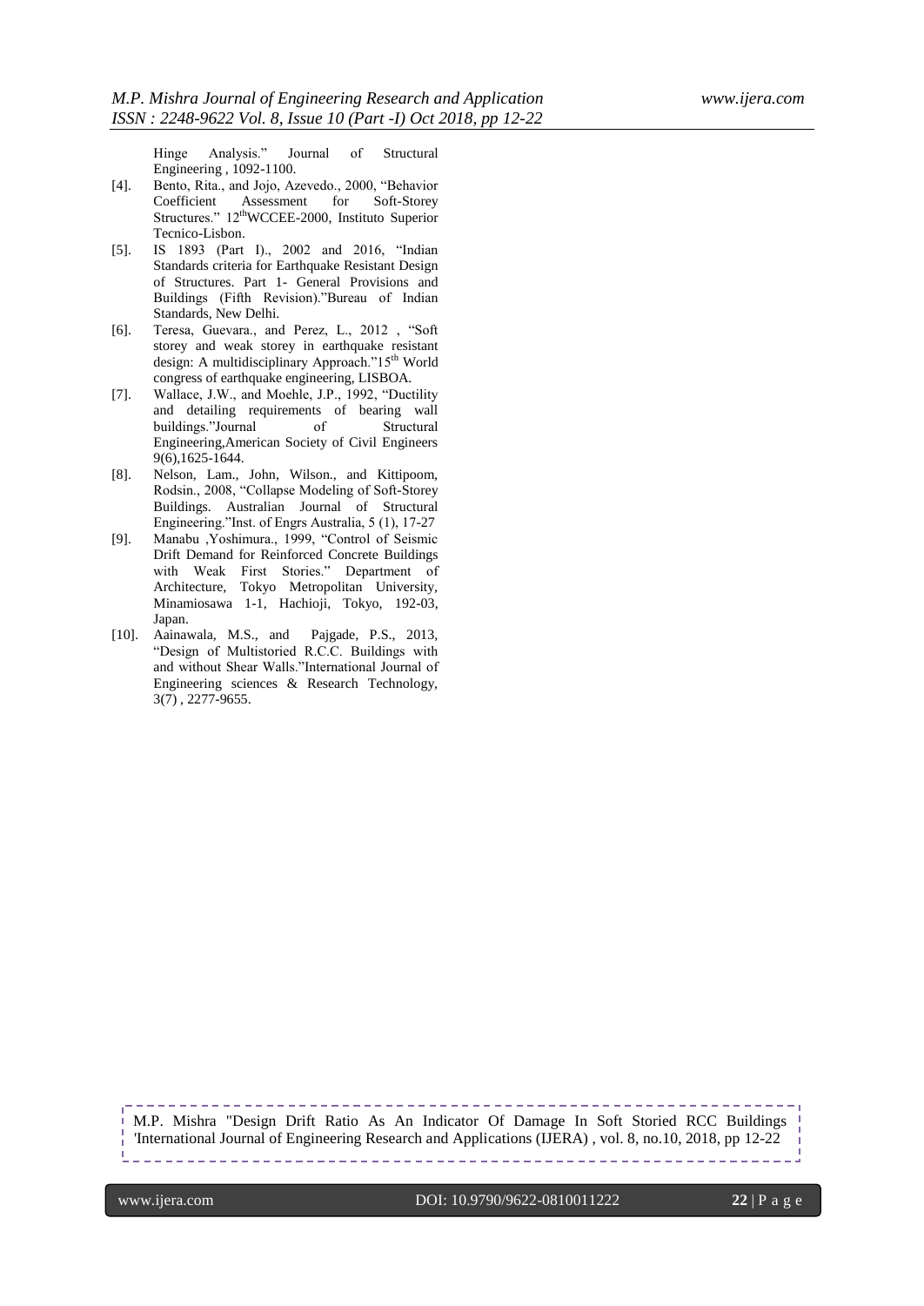Hinge Analysis." Journal of Structural Engineering , 1092-1100.

[4]. Bento, Rita., and Jojo, Azevedo., 2000, "Behavior Coefficient Assessment for Soft-Storey Structures." 12[th]WCCEE-2000, Instituto Superior Tecnico-Lisbon.

[5]. IS 1893 (Part I)., 2002 and 2016, "Indian Standards criteria for Earthquake Resistant Design of Structures. Part 1- General Provisions and Buildings (Fifth Revision)."Bureau of Indian Standards, New Delhi.

[6]. Teresa, Guevara., and Perez, L., 2012 , "Soft storey and weak storey in earthquake resistant design: A multidisciplinary Approach."15[th] World congress of earthquake engineering, LISBOA.

[7]. Wallace, J.W., and Moehle, J.P., 1992, "Ductility and detailing requirements of bearing wall buildings."Journal of Structural Engineering,American Society of Civil Engineers 9(6),1625-1644.

[8]. Nelson, Lam., John, Wilson., and Kittipoom, Rodsin., 2008, "Collapse Modeling of Soft-Storey Buildings. Australian Journal of Structural Engineering."Inst. of Engrs Australia, 5 (1), 17-27

[9]. Manabu ,Yoshimura., 1999, "Control of Seismic Drift Demand for Reinforced Concrete Buildings with Weak First Stories." Department of Architecture, Tokyo Metropolitan University, Minamiosawa 1-1, Hachioji, Tokyo, 192-03, Japan.

[10]. Aainawala, M.S., and Pajgade, P.S., 2013, "Design of Multistoried R.C.C. Buildings with and without Shear Walls."International Journal of Engineering sciences & Research Technology, 3(7) , 2277-9655.

M.P. Mishra "Design Drift Ratio As An Indicator Of Damage In Soft Storied RCC Buildings 'International Journal of Engineering Research and Applications (IJERA) , vol. 8, no.10, 2018, pp 12-22